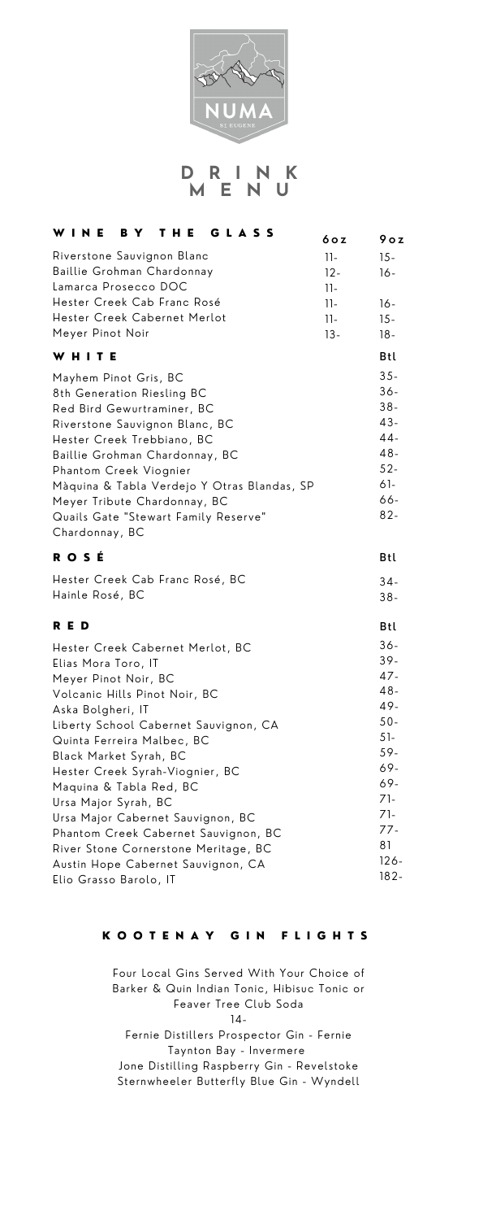NUMA

ST EUGENE

# DRINK MENU

## WINE BY THE GLASS

| | 6oz | 9oz |
|---|---|---|
| Riverstone Sauvignon Blanc | 11- | 15- |
| Baillie Grohman Chardonnay | 12- | 16- |
| Lamarca Prosecco DOC | 11- | |
| Hester Creek Cab Franc Rosé | 11- | 16- |
| Hester Creek Cabernet Merlot | 11- | 15- |
| Meyer Pinot Noir | 13- | 18- |

## WHITE

| | Btl |
|---|---|
| Mayhem Pinot Gris, BC | 35- |
| 8th Generation Riesling BC | 36- |
| Red Bird Gewurtraminer, BC | 38- |
| Riverstone Sauvignon Blanc, BC | 43- |
| Hester Creek Trebbiano, BC | 44- |
| Baillie Grohman Chardonnay, BC | 48- |
| Phantom Creek Viognier | 52- |
| Màquina & Tabla Verdejo Y Otras Blandas, SP | 61- |
| Meyer Tribute Chardonnay, BC | 66- |
| Quails Gate "Stewart Family Reserve" Chardonnay, BC | 82- |

## ROSÉ

| | Btl |
|---|---|
| Hester Creek Cab Franc Rosé, BC | 34- |
| Hainle Rosé, BC | 38- |

## RED

| | Btl |
|---|---|
| Hester Creek Cabernet Merlot, BC | 36- |
| Elias Mora Toro, IT | 39- |
| Meyer Pinot Noir, BC | 47- |
| Volcanic Hills Pinot Noir, BC | 48- |
| Aska Bolgheri, IT | 49- |
| Liberty School Cabernet Sauvignon, CA | 50- |
| Quinta Ferreira Malbec, BC | 51- |
| Black Market Syrah, BC | 59- |
| Hester Creek Syrah-Viognier, BC | 69- |
| Maquina & Tabla Red, BC | 69- |
| Ursa Major Syrah, BC | 71- |
| Ursa Major Cabernet Sauvignon, BC | 71- |
| Phantom Creek Cabernet Sauvignon, BC | 77- |
| River Stone Cornerstone Meritage, BC | 81 |
| Austin Hope Cabernet Sauvignon, CA | 126- |
| Elio Grasso Barolo, IT | 182- |

## KOOTENAY GIN FLIGHTS

Four Local Gins Served With Your Choice of Barker & Quin Indian Tonic, Hibisuc Tonic or Feaver Tree Club Soda

14-

Fernie Distillers Prospector Gin - Fernie

Taynton Bay - Invermere

Jone Distilling Raspberry Gin - Revelstoke

Sternwheeler Butterfly Blue Gin - Wyndell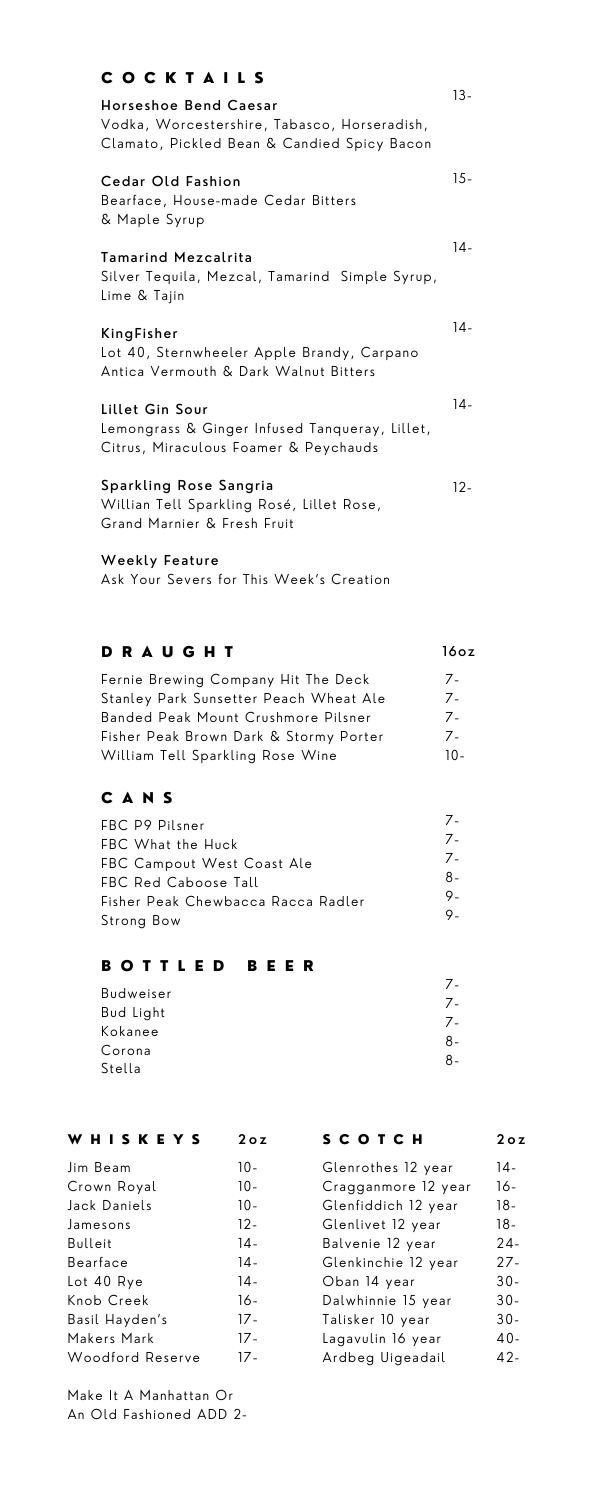## COCKTAILS

**Horseshoe Bend Caesar** 13-
Vodka, Worcestershire, Tabasco, Horseradish, Clamato, Pickled Bean & Candied Spicy Bacon

**Cedar Old Fashion** 15-
Bearface, House-made Cedar Bitters & Maple Syrup

**Tamarind Mezcalrita** 14-
Silver Tequila, Mezcal, Tamarind Simple Syrup, Lime & Tajin

**KingFisher** 14-
Lot 40, Sternwheeler Apple Brandy, Carpano Antica Verrmouth & Dark Walnut Bitters

**Lillet Gin Sour** 14-
Lemongrass & Ginger Infused Tanqueray, Lillet, Citrus, Miraculous Foamer & Peychauds

**Sparkling Rose Sangria** 12-
Willian Tell Sparkling Rosé, Lillet Rose, Grand Marnier & Fresh Fruit

**Weekly Feature**
Ask Your Severs for This Week's Creation

## DRAUGHT

| DRAUGHT | 16oz |
|---|---|
| Fernie Brewing Company Hit The Deck | 7- |
| Stanley Park Sunsetter Peach Wheat Ale | 7- |
| Banded Peak Mount Crushmore Pilsner | 7- |
| Fisher Peak Brown Dark & Stormy Porter | 7- |
| William Tell Sparkling Rose Wine | 10- |

## CANS

| | |
|---|---|
| FBC P9 Pilsner | 7- |
| FBC What the Huck | 7- |
| FBC Campout West Coast Ale | 7- |
| FBC Red Caboose Tall | 8- |
| Fisher Peak Chewbacca Racca Radler | 9- |
| Strong Bow | 9- |

## BOTTLED BEER

| | |
|---|---|
| Budweiser | 7- |
| Bud Light | 7- |
| Kokanee | 7- |
| Corona | 8- |
| Stella | 8- |

## WHISKEYS

| WHISKEYS | 2oz |
|---|---|
| Jim Beam | 10- |
| Crown Royal | 10- |
| Jack Daniels | 10- |
| Jamesons | 12- |
| Bulleit | 14- |
| Bearface | 14- |
| Lot 40 Rye | 14- |
| Knob Creek | 16- |
| Basil Hayden's | 17- |
| Makers Mark | 17- |
| Woodford Reserve | 17- |

Make It A Manhattan Or An Old Fashioned ADD 2-

## SCOTCH

| SCOTCH | 2oz |
|---|---|
| Glenrothes 12 year | 14- |
| Cragganmore 12 year | 16- |
| Glenfiddich 12 year | 18- |
| Glenlivet 12 year | 18- |
| Balvenie 12 year | 24- |
| Glenkinchie 12 year | 27- |
| Oban 14 year | 30- |
| Dalwhinnie 15 year | 30- |
| Talisker 10 year | 30- |
| Lagavulin 16 year | 40- |
| Ardbeg Uigeadail | 42- |